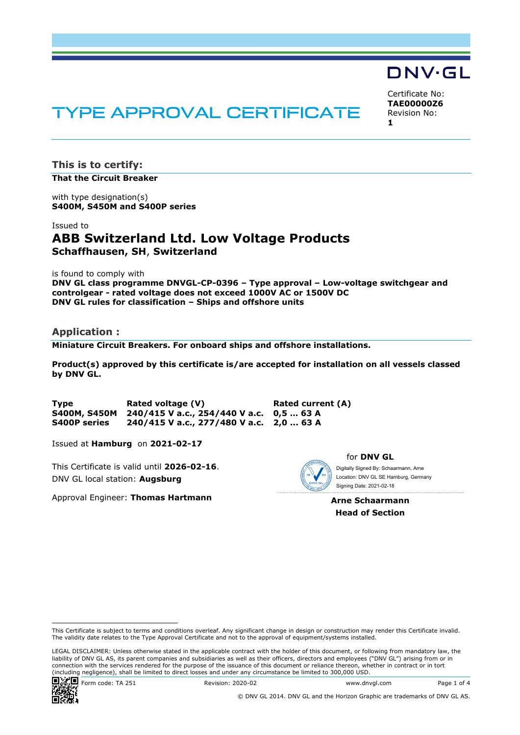DNV·GL

# TYPE APPROVAL CERTIFICATE

Certificate No:
**TAE00000Z6**
Revision No:
**1**

## This is to certify:

**That the Circuit Breaker**

with type designation(s)
**S400M, S450M and S400P series**

Issued to
### ABB Switzerland Ltd. Low Voltage Products
**Schaffhausen, SH, Switzerland**

is found to comply with
**DNV GL class programme DNVGL-CP-0396 – Type approval – Low-voltage switchgear and controlgear - rated voltage does not exceed 1000V AC or 1500V DC**
**DNV GL rules for classification – Ships and offshore units**

## Application :

**Miniature Circuit Breakers. For onboard ships and offshore installations.**

**Product(s) approved by this certificate is/are accepted for installation on all vessels classed by DNV GL.**

| Type | Rated voltage (V) | Rated current (A) |
|---|---|---|
| **S400M, S450M** | **240/415 V a.c., 254/440 V a.c.** | **0,5 … 63 A** |
| **S400P series** | **240/415 V a.c., 277/480 V a.c.** | **2,0 … 63 A** |

Issued at **Hamburg** on **2021-02-17**

This Certificate is valid until **2026-02-16**.
DNV GL local station: **Augsburg**

Approval Engineer: **Thomas Hartmann**

for **DNV GL**

Digitally Signed By: Schaarmann, Arne
Location: DNV GL SE Hamburg, Germany
Signing Date: 2021-02-18

**Arne Schaarmann**
**Head of Section**

This Certificate is subject to terms and conditions overleaf. Any significant change in design or construction may render this Certificate invalid. The validity date relates to the Type Approval Certificate and not to the approval of equipment/systems installed.

LEGAL DISCLAIMER: Unless otherwise stated in the applicable contract with the holder of this document, or following from mandatory law, the liability of DNV GL AS, its parent companies and subsidiaries as well as their officers, directors and employees ("DNV GL") arising from or in connection with the services rendered for the purpose of the issuance of this document or reliance thereon, whether in contract or in tort (including negligence), shall be limited to direct losses and under any circumstance be limited to 300,000 USD.

Form code: TA 251 Revision: 2020-02 www.dnvgl.com

© DNV GL 2014. DNV GL and the Horizon Graphic are trademarks of DNV GL AS.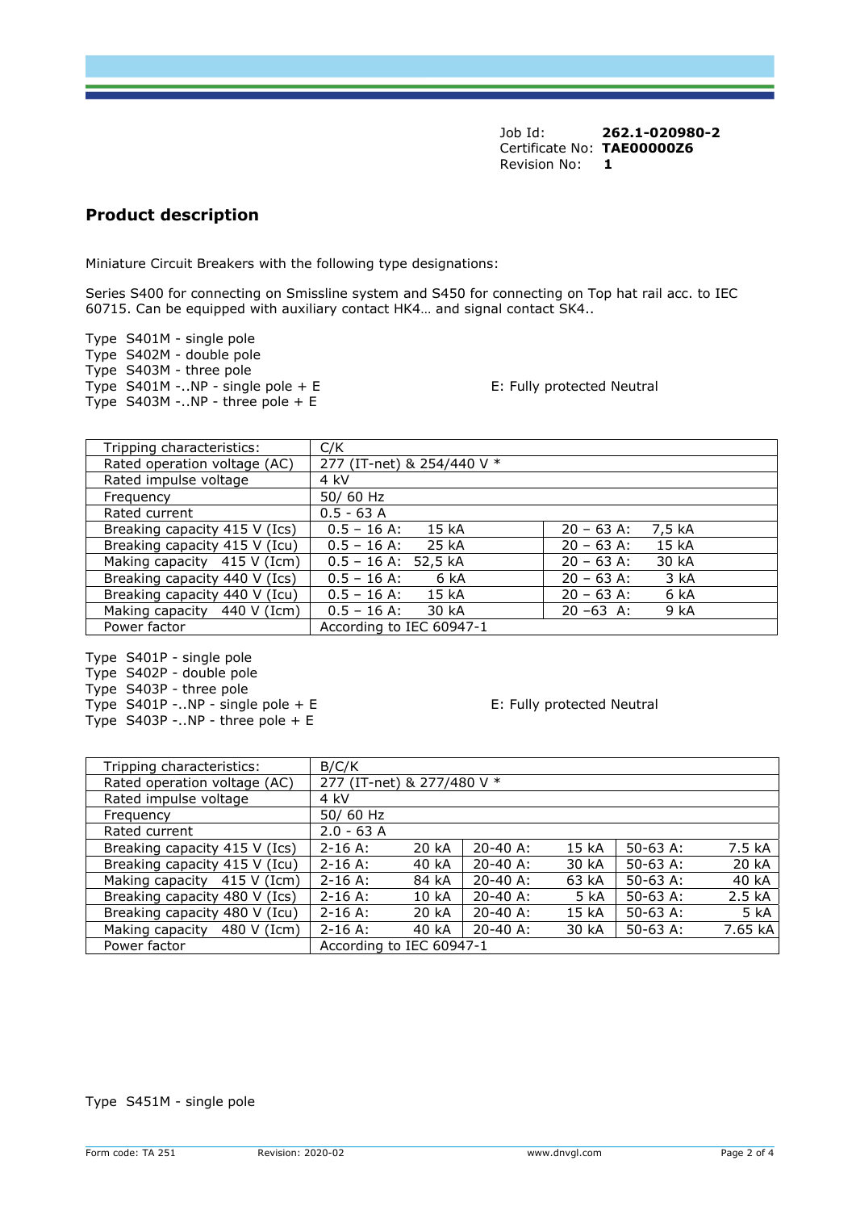Job Id: **262.1-020980-2**
Certificate No: **TAE00000Z6**
Revision No: **1**

## Product description

Miniature Circuit Breakers with the following type designations:

Series S400 for connecting on Smissline system and S450 for connecting on Top hat rail acc. to IEC 60715. Can be equipped with auxiliary contact HK4… and signal contact SK4..

Type S401M - single pole
Type S402M - double pole
Type S403M - three pole
Type S401M -..NP - single pole + E — E: Fully protected Neutral
Type S403M -..NP - three pole + E

| Tripping characteristics: | C/K | |
|---|---|---|
| Rated operation voltage (AC) | 277 (IT-net) & 254/440 V * | |
| Rated impulse voltage | 4 kV | |
| Frequency | 50/ 60 Hz | |
| Rated current | 0.5 - 63 A | |
| Breaking capacity 415 V (Ics) | 0.5 – 16 A: 15 kA | 20 – 63 A: 7,5 kA |
| Breaking capacity 415 V (Icu) | 0.5 – 16 A: 25 kA | 20 – 63 A: 15 kA |
| Making capacity 415 V (Icm) | 0.5 – 16 A: 52,5 kA | 20 – 63 A: 30 kA |
| Breaking capacity 440 V (Ics) | 0.5 – 16 A: 6 kA | 20 – 63 A: 3 kA |
| Breaking capacity 440 V (Icu) | 0.5 – 16 A: 15 kA | 20 – 63 A: 6 kA |
| Making capacity 440 V (Icm) | 0.5 – 16 A: 30 kA | 20 –63 A: 9 kA |
| Power factor | According to IEC 60947-1 | |

Type S401P - single pole
Type S402P - double pole
Type S403P - three pole
Type S401P -..NP - single pole + E — E: Fully protected Neutral
Type S403P -..NP - three pole + E

| Tripping characteristics: | B/C/K | | | | | |
|---|---|---|---|---|---|---|
| Rated operation voltage (AC) | 277 (IT-net) & 277/480 V * | | | | | |
| Rated impulse voltage | 4 kV | | | | | |
| Frequency | 50/ 60 Hz | | | | | |
| Rated current | 2.0 - 63 A | | | | | |
| Breaking capacity 415 V (Ics) | 2-16 A: | 20 kA | 20-40 A: | 15 kA | 50-63 A: | 7.5 kA |
| Breaking capacity 415 V (Icu) | 2-16 A: | 40 kA | 20-40 A: | 30 kA | 50-63 A: | 20 kA |
| Making capacity 415 V (Icm) | 2-16 A: | 84 kA | 20-40 A: | 63 kA | 50-63 A: | 40 kA |
| Breaking capacity 480 V (Ics) | 2-16 A: | 10 kA | 20-40 A: | 5 kA | 50-63 A: | 2.5 kA |
| Breaking capacity 480 V (Icu) | 2-16 A: | 20 kA | 20-40 A: | 15 kA | 50-63 A: | 5 kA |
| Making capacity 480 V (Icm) | 2-16 A: | 40 kA | 20-40 A: | 30 kA | 50-63 A: | 7.65 kA |
| Power factor | According to IEC 60947-1 | | | | | |

Type S451M - single pole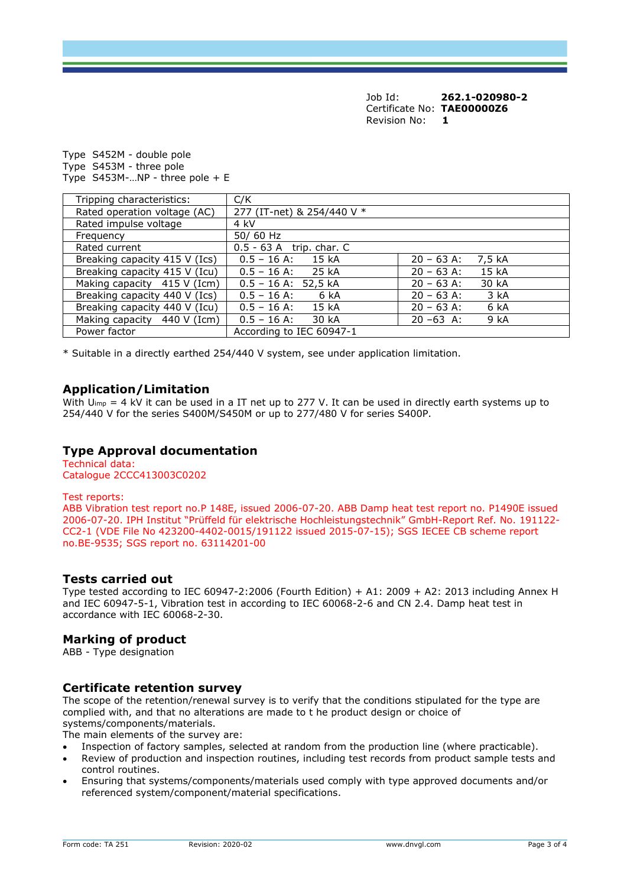Job Id: **262.1-020980-2**
Certificate No: **TAE00000Z6**
Revision No: **1**

Type S452M - double pole
Type S453M - three pole
Type S453M-…NP - three pole + E

| Tripping characteristics: | C/K | |
|---|---|---|
| Rated operation voltage (AC) | 277 (IT-net) & 254/440 V * | |
| Rated impulse voltage | 4 kV | |
| Frequency | 50/ 60 Hz | |
| Rated current | 0.5 - 63 A trip. char. C | |
| Breaking capacity 415 V (Ics) | 0.5 – 16 A: 15 kA | 20 – 63 A: 7,5 kA |
| Breaking capacity 415 V (Icu) | 0.5 – 16 A: 25 kA | 20 – 63 A: 15 kA |
| Making capacity 415 V (Icm) | 0.5 – 16 A: 52,5 kA | 20 – 63 A: 30 kA |
| Breaking capacity 440 V (Ics) | 0.5 – 16 A: 6 kA | 20 – 63 A: 3 kA |
| Breaking capacity 440 V (Icu) | 0.5 – 16 A: 15 kA | 20 – 63 A: 6 kA |
| Making capacity 440 V (Icm) | 0.5 – 16 A: 30 kA | 20 –63 A: 9 kA |
| Power factor | According to IEC 60947-1 | |

* Suitable in a directly earthed 254/440 V system, see under application limitation.

## Application/Limitation

With $U_{imp}$ = 4 kV it can be used in a IT net up to 277 V. It can be used in directly earth systems up to 254/440 V for the series S400M/S450M or up to 277/480 V for series S400P.

## Type Approval documentation

Technical data:
Catalogue 2CCC413003C0202

Test reports:
ABB Vibration test report no.P 148E, issued 2006-07-20. ABB Damp heat test report no. P1490E issued 2006-07-20. IPH Institut "Prüffeld für elektrische Hochleistungstechnik" GmbH-Report Ref. No. 191122-CC2-1 (VDE File No 423200-4402-0015/191122 issued 2015-07-15); SGS IECEE CB scheme report no.BE-9535; SGS report no. 63114201-00

## Tests carried out

Type tested according to IEC 60947-2:2006 (Fourth Edition) + A1: 2009 + A2: 2013 including Annex H and IEC 60947-5-1, Vibration test in according to IEC 60068-2-6 and CN 2.4. Damp heat test in accordance with IEC 60068-2-30.

## Marking of product

ABB - Type designation

## Certificate retention survey

The scope of the retention/renewal survey is to verify that the conditions stipulated for the type are complied with, and that no alterations are made to t he product design or choice of systems/components/materials.
The main elements of the survey are:

- Inspection of factory samples, selected at random from the production line (where practicable).
- Review of production and inspection routines, including test records from product sample tests and control routines.
- Ensuring that systems/components/materials used comply with type approved documents and/or referenced system/component/material specifications.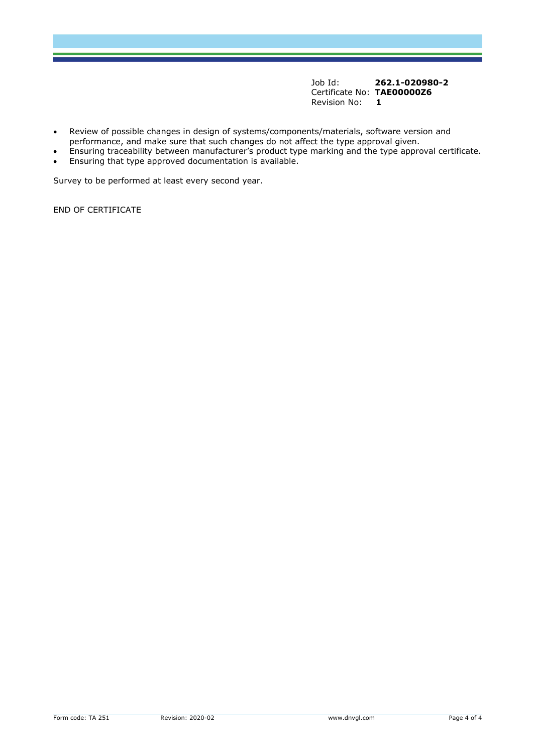Job Id: **262.1-020980-2**
Certificate No: **TAE00000Z6**
Revision No: **1**

- Review of possible changes in design of systems/components/materials, software version and performance, and make sure that such changes do not affect the type approval given.
- Ensuring traceability between manufacturer's product type marking and the type approval certificate.
- Ensuring that type approved documentation is available.

Survey to be performed at least every second year.

END OF CERTIFICATE